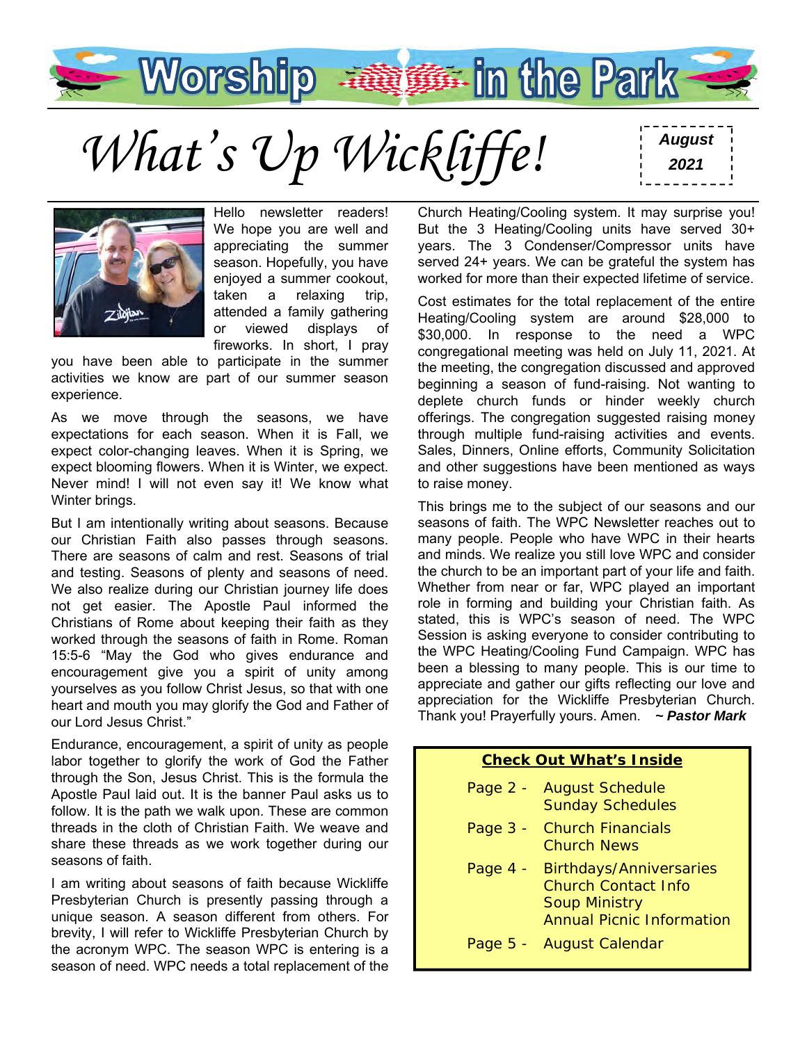# Worship in the Park

# *What's Up Wickliffe!*

***August 2021***

Hello newsletter readers! We hope you are well and appreciating the summer season. Hopefully, you have enjoyed a summer cookout, taken a relaxing trip, attended a family gathering or viewed displays of fireworks. In short, I pray you have been able to participate in the summer activities we know are part of our summer season experience.

As we move through the seasons, we have expectations for each season. When it is Fall, we expect color-changing leaves. When it is Spring, we expect blooming flowers. When it is Winter, we expect. Never mind! I will not even say it! We know what Winter brings.

But I am intentionally writing about seasons. Because our Christian Faith also passes through seasons. There are seasons of calm and rest. Seasons of trial and testing. Seasons of plenty and seasons of need. We also realize during our Christian journey life does not get easier. The Apostle Paul informed the Christians of Rome about keeping their faith as they worked through the seasons of faith in Rome. Roman 15:5-6 "May the God who gives endurance and encouragement give you a spirit of unity among yourselves as you follow Christ Jesus, so that with one heart and mouth you may glorify the God and Father of our Lord Jesus Christ."

Endurance, encouragement, a spirit of unity as people labor together to glorify the work of God the Father through the Son, Jesus Christ. This is the formula the Apostle Paul laid out. It is the banner Paul asks us to follow. It is the path we walk upon. These are common threads in the cloth of Christian Faith. We weave and share these threads as we work together during our seasons of faith.

I am writing about seasons of faith because Wickliffe Presbyterian Church is presently passing through a unique season. A season different from others. For brevity, I will refer to Wickliffe Presbyterian Church by the acronym WPC. The season WPC is entering is a season of need. WPC needs a total replacement of the Church Heating/Cooling system. It may surprise you! But the 3 Heating/Cooling units have served 30+ years. The 3 Condenser/Compressor units have served 24+ years. We can be grateful the system has worked for more than their expected lifetime of service.

Cost estimates for the total replacement of the entire Heating/Cooling system are around $28,000 to $30,000. In response to the need a WPC congregational meeting was held on July 11, 2021. At the meeting, the congregation discussed and approved beginning a season of fund-raising. Not wanting to deplete church funds or hinder weekly church offerings. The congregation suggested raising money through multiple fund-raising activities and events. Sales, Dinners, Online efforts, Community Solicitation and other suggestions have been mentioned as ways to raise money.

This brings me to the subject of our seasons and our seasons of faith. The WPC Newsletter reaches out to many people. People who have WPC in their hearts and minds. We realize you still love WPC and consider the church to be an important part of your life and faith. Whether from near or far, WPC played an important role in forming and building your Christian faith. As stated, this is WPC's season of need. The WPC Session is asking everyone to consider contributing to the WPC Heating/Cooling Fund Campaign. WPC has been a blessing to many people. This is our time to appreciate and gather our gifts reflecting our love and appreciation for the Wickliffe Presbyterian Church. Thank you! Prayerfully yours. Amen. ***~ Pastor Mark***

## Check Out What's Inside

- Page 2 - August Schedule, Sunday Schedules
- Page 3 - Church Financials, Church News
- Page 4 - Birthdays/Anniversaries, Church Contact Info, Soup Ministry, Annual Picnic Information
- Page 5 - August Calendar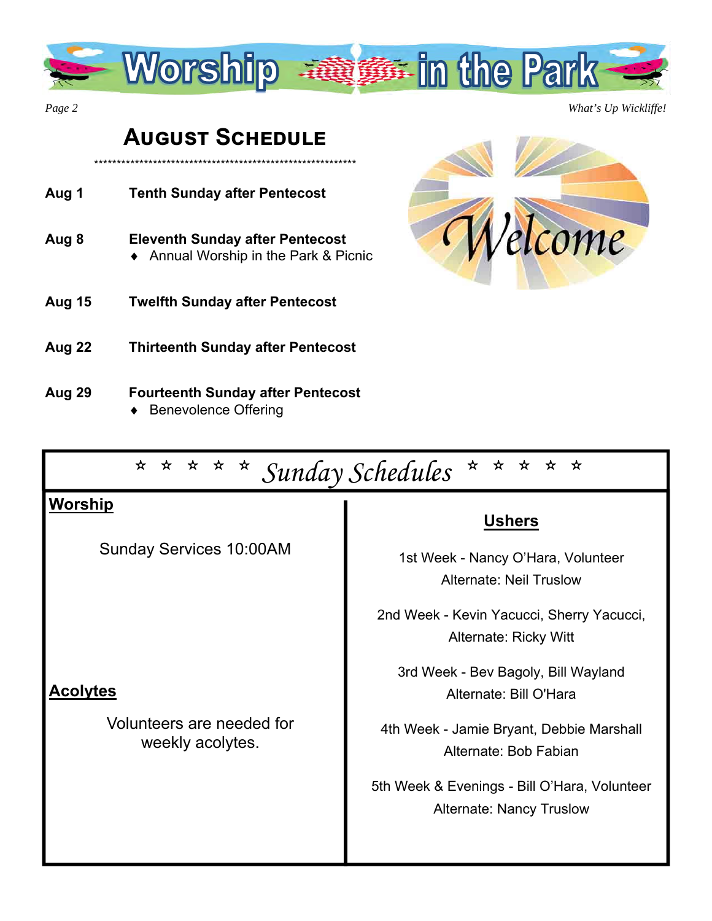# Worship in the Park

## August Schedule

\*\*\*\*\*\*\*\*\*\*\*\*\*\*\*\*\*\*\*\*\*\*\*\*\*\*\*\*\*\*\*\*\*\*\*\*\*\*\*\*\*\*\*\*\*\*\*\*\*\*\*\*\*\*\*\*\*\*\*\*

**Aug 1** — **Tenth Sunday after Pentecost**

**Aug 8** — **Eleventh Sunday after Pentecost**
- Annual Worship in the Park & Picnic

**Aug 15** — **Twelfth Sunday after Pentecost**

**Aug 22** — **Thirteenth Sunday after Pentecost**

**Aug 29** — **Fourteenth Sunday after Pentecost**
- Benevolence Offering

Welcome

## ☆ ☆ ☆ ☆ ☆ *Sunday Schedules* ☆ ☆ ☆ ☆ ☆

### Worship

Sunday Services 10:00AM

### Acolytes

Volunteers are needed for weekly acolytes.

### Ushers

1st Week - Nancy O'Hara, Volunteer
Alternate: Neil Truslow

2nd Week - Kevin Yacucci, Sherry Yacucci,
Alternate: Ricky Witt

3rd Week - Bev Bagoly, Bill Wayland
Alternate: Bill O'Hara

4th Week - Jamie Bryant, Debbie Marshall
Alternate: Bob Fabian

5th Week & Evenings - Bill O'Hara, Volunteer
Alternate: Nancy Truslow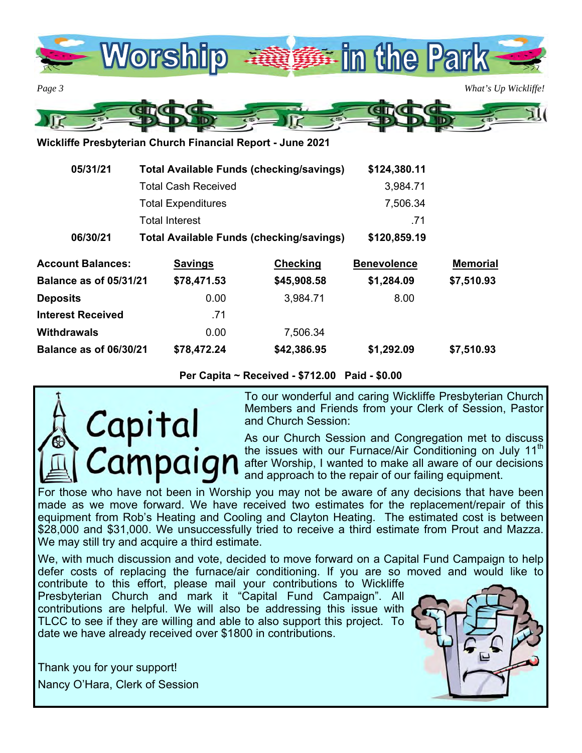# Worship in the Park

## Wickliffe Presbyterian Church Financial Report - June 2021

| | | |
|---|---|---|
| **05/31/21** | **Total Available Funds (checking/savings)** | **$124,380.11** |
| | Total Cash Received | 3,984.71 |
| | Total Expenditures | 7,506.34 |
| | Total Interest | .71 |
| **06/30/21** | **Total Available Funds (checking/savings)** | **$120,859.19** |

| **Account Balances:** | **Savings** | **Checking** | **Benevolence** | **Memorial** |
|---|---|---|---|---|
| **Balance as of 05/31/21** | **$78,471.53** | **$45,908.58** | **$1,284.09** | **$7,510.93** |
| **Deposits** | 0.00 | 3,984.71 | 8.00 | |
| **Interest Received** | .71 | | | |
| **Withdrawals** | 0.00 | 7,506.34 | | |
| **Balance as of 06/30/21** | **$78,472.24** | **$42,386.95** | **$1,292.09** | **$7,510.93** |

**Per Capita ~ Received - $712.00 Paid - $0.00**

## Capital Campaign

To our wonderful and caring Wickliffe Presbyterian Church Members and Friends from your Clerk of Session, Pastor and Church Session:

As our Church Session and Congregation met to discuss the issues with our Furnace/Air Conditioning on July 11th after Worship, I wanted to make all aware of our decisions and approach to the repair of our failing equipment.

For those who have not been in Worship you may not be aware of any decisions that have been made as we move forward. We have received two estimates for the replacement/repair of this equipment from Rob's Heating and Cooling and Clayton Heating. The estimated cost is between $28,000 and $31,000. We unsuccessfully tried to receive a third estimate from Prout and Mazza. We may still try and acquire a third estimate.

We, with much discussion and vote, decided to move forward on a Capital Fund Campaign to help defer costs of replacing the furnace/air conditioning. If you are so moved and would like to contribute to this effort, please mail your contributions to Wickliffe Presbyterian Church and mark it "Capital Fund Campaign". All contributions are helpful. We will also be addressing this issue with TLCC to see if they are willing and able to also support this project. To date we have already received over $1800 in contributions.

Thank you for your support!

Nancy O'Hara, Clerk of Session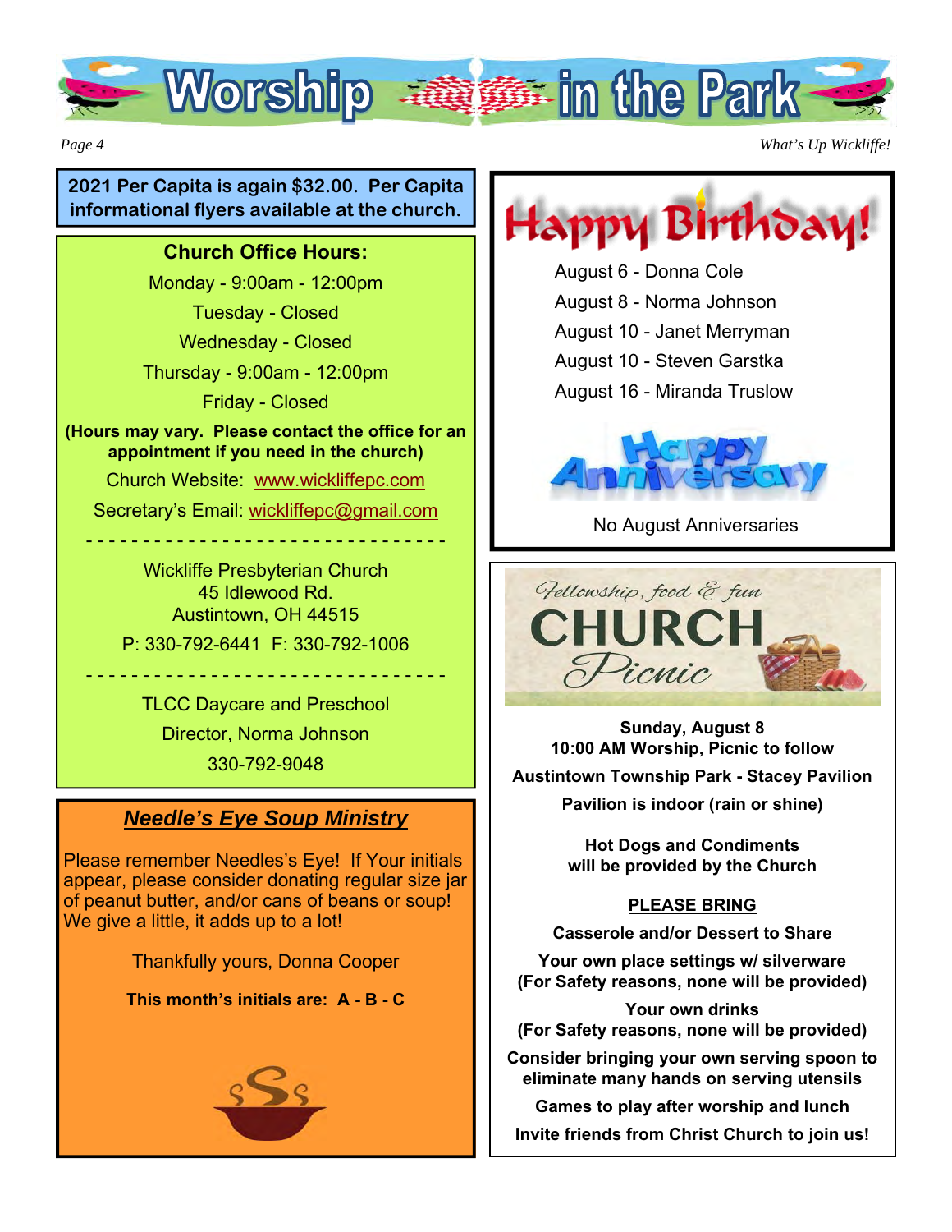# Worship in the Park

**2021 Per Capita is again $32.00. Per Capita informational flyers available at the church.**

## Church Office Hours:

Monday - 9:00am - 12:00pm

Tuesday - Closed

Wednesday - Closed

Thursday - 9:00am - 12:00pm

Friday - Closed

**(Hours may vary. Please contact the office for an appointment if you need in the church)**

Church Website: www.wickliffepc.com

Secretary's Email: wickliffepc@gmail.com

- - - - - - - - - - - - - - - - - - - - - - - - - - - - - - - -

Wickliffe Presbyterian Church
45 Idlewood Rd.
Austintown, OH 44515

P: 330-792-6441 F: 330-792-1006

- - - - - - - - - - - - - - - - - - - - - - - - - - - - - - - -

TLCC Daycare and Preschool

Director, Norma Johnson

330-792-9048

## *Needle's Eye Soup Ministry*

Please remember Needles's Eye! If Your initials appear, please consider donating regular size jar of peanut butter, and/or cans of beans or soup! We give a little, it adds up to a lot!

Thankfully yours, Donna Cooper

**This month's initials are: A - B - C**

## Happy Birthday!

August 6 - Donna Cole

August 8 - Norma Johnson

August 10 - Janet Merryman

August 10 - Steven Garstka

August 16 - Miranda Truslow

## Happy Anniversary

No August Anniversaries

## Fellowship, food & fun — CHURCH Picnic

**Sunday, August 8**
**10:00 AM Worship, Picnic to follow**

**Austintown Township Park - Stacey Pavilion**

**Pavilion is indoor (rain or shine)**

**Hot Dogs and Condiments will be provided by the Church**

**PLEASE BRING**

**Casserole and/or Dessert to Share**

**Your own place settings w/ silverware**
**(For Safety reasons, none will be provided)**

**Your own drinks**
**(For Safety reasons, none will be provided)**

**Consider bringing your own serving spoon to eliminate many hands on serving utensils**

**Games to play after worship and lunch**

**Invite friends from Christ Church to join us!**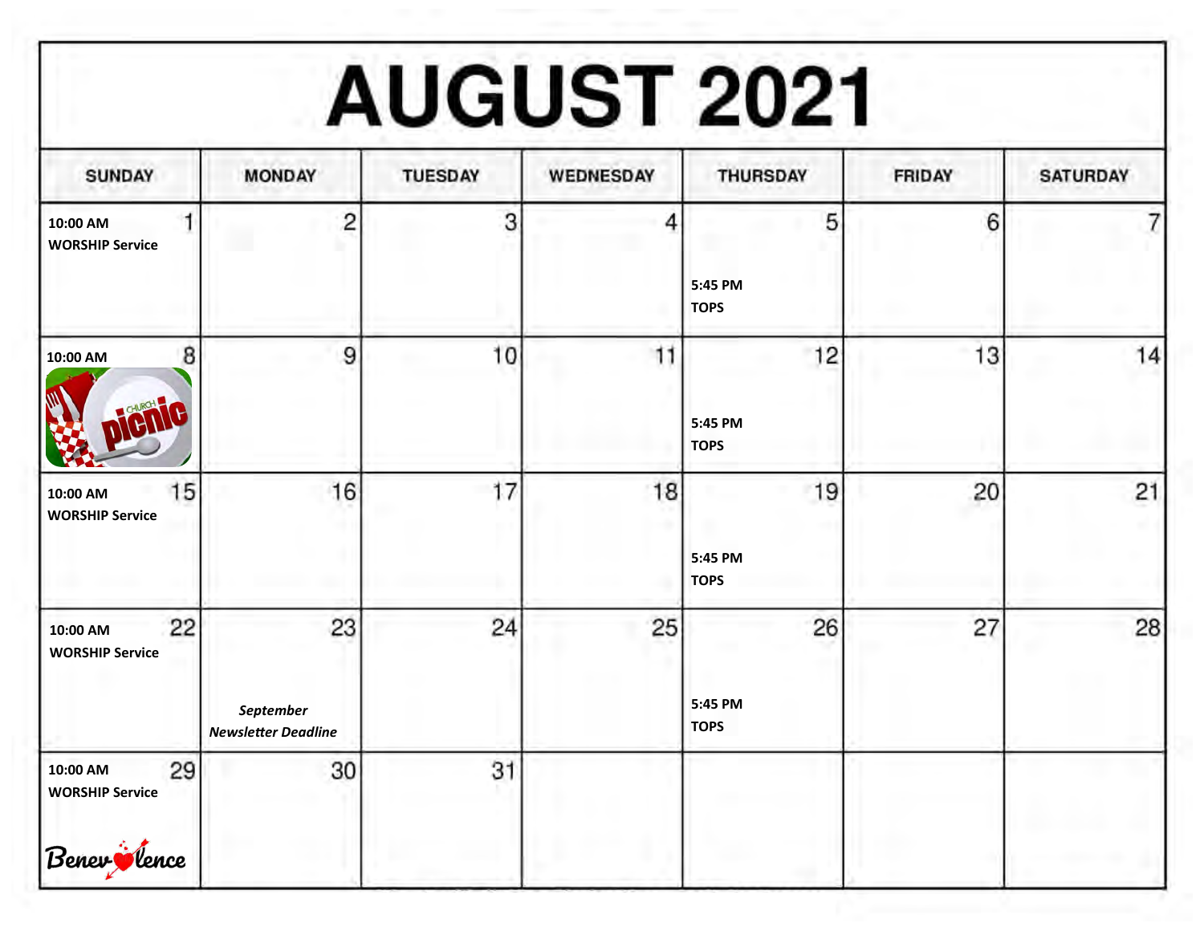# AUGUST 2021

| SUNDAY | MONDAY | TUESDAY | WEDNESDAY | THURSDAY | FRIDAY | SATURDAY |
|---|---|---|---|---|---|---|
| 1 **10:00 AM WORSHIP Service** | 2 | 3 | 4 | 5 **5:45 PM TOPS** | 6 | 7 |
| 8 **10:00 AM** CHURCH picnic | 9 | 10 | 11 | 12 **5:45 PM TOPS** | 13 | 14 |
| 15 **10:00 AM WORSHIP Service** | 16 | 17 | 18 | 19 **5:45 PM TOPS** | 20 | 21 |
| 22 **10:00 AM WORSHIP Service** | 23 *September Newsletter Deadline* | 24 | 25 | 26 **5:45 PM TOPS** | 27 | 28 |
| 29 **10:00 AM WORSHIP Service** Benevolence | 30 | 31 | | | | |